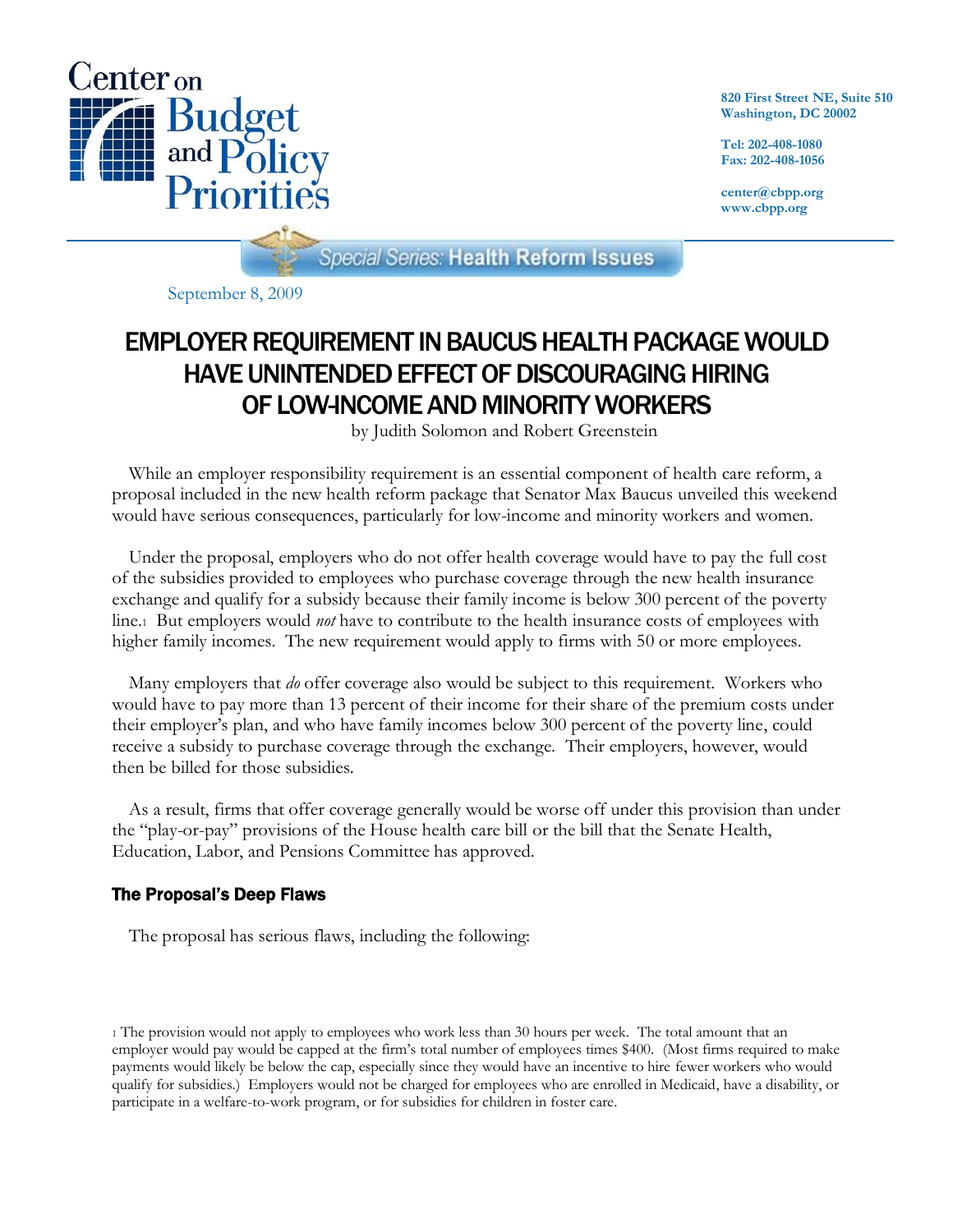Center on Budget and Policy Priorities

820 First Street NE, Suite 510
Washington, DC 20002

Tel: 202-408-1080
Fax: 202-408-1056

center@cbpp.org
www.cbpp.org

*Special Series:* **Health Reform Issues**

September 8, 2009

# EMPLOYER REQUIREMENT IN BAUCUS HEALTH PACKAGE WOULD HAVE UNINTENDED EFFECT OF DISCOURAGING HIRING OF LOW-INCOME AND MINORITY WORKERS

by Judith Solomon and Robert Greenstein

While an employer responsibility requirement is an essential component of health care reform, a proposal included in the new health reform package that Senator Max Baucus unveiled this weekend would have serious consequences, particularly for low-income and minority workers and women.

Under the proposal, employers who do not offer health coverage would have to pay the full cost of the subsidies provided to employees who purchase coverage through the new health insurance exchange and qualify for a subsidy because their family income is below 300 percent of the poverty line.[1] But employers would *not* have to contribute to the health insurance costs of employees with higher family incomes. The new requirement would apply to firms with 50 or more employees.

Many employers that *do* offer coverage also would be subject to this requirement. Workers who would have to pay more than 13 percent of their income for their share of the premium costs under their employer's plan, and who have family incomes below 300 percent of the poverty line, could receive a subsidy to purchase coverage through the exchange. Their employers, however, would then be billed for those subsidies.

As a result, firms that offer coverage generally would be worse off under this provision than under the "play-or-pay" provisions of the House health care bill or the bill that the Senate Health, Education, Labor, and Pensions Committee has approved.

## The Proposal's Deep Flaws

The proposal has serious flaws, including the following:

[1] The provision would not apply to employees who work less than 30 hours per week. The total amount that an employer would pay would be capped at the firm's total number of employees times $400. (Most firms required to make payments would likely be below the cap, especially since they would have an incentive to hire fewer workers who would qualify for subsidies.) Employers would not be charged for employees who are enrolled in Medicaid, have a disability, or participate in a welfare-to-work program, or for subsidies for children in foster care.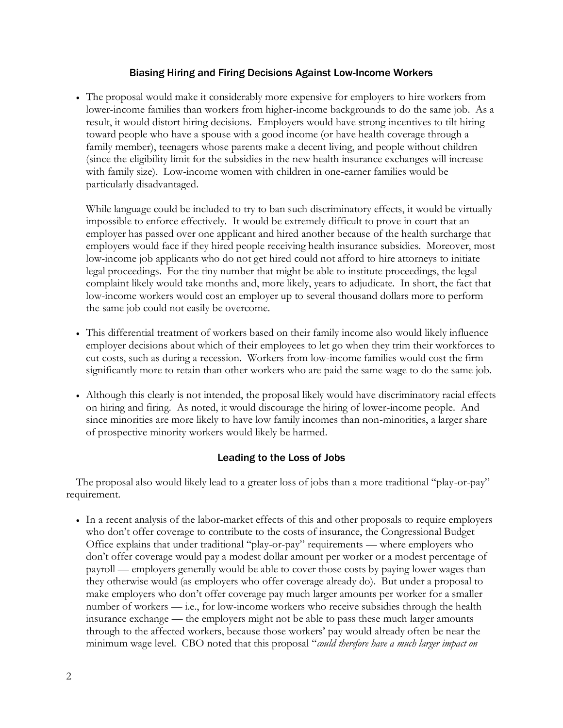## Biasing Hiring and Firing Decisions Against Low-Income Workers

- The proposal would make it considerably more expensive for employers to hire workers from lower-income families than workers from higher-income backgrounds to do the same job. As a result, it would distort hiring decisions. Employers would have strong incentives to tilt hiring toward people who have a spouse with a good income (or have health coverage through a family member), teenagers whose parents make a decent living, and people without children (since the eligibility limit for the subsidies in the new health insurance exchanges will increase with family size). Low-income women with children in one-earner families would be particularly disadvantaged.

  While language could be included to try to ban such discriminatory effects, it would be virtually impossible to enforce effectively. It would be extremely difficult to prove in court that an employer has passed over one applicant and hired another because of the health surcharge that employers would face if they hired people receiving health insurance subsidies. Moreover, most low-income job applicants who do not get hired could not afford to hire attorneys to initiate legal proceedings. For the tiny number that might be able to institute proceedings, the legal complaint likely would take months and, more likely, years to adjudicate. In short, the fact that low-income workers would cost an employer up to several thousand dollars more to perform the same job could not easily be overcome.

- This differential treatment of workers based on their family income also would likely influence employer decisions about which of their employees to let go when they trim their workforces to cut costs, such as during a recession. Workers from low-income families would cost the firm significantly more to retain than other workers who are paid the same wage to do the same job.

- Although this clearly is not intended, the proposal likely would have discriminatory racial effects on hiring and firing. As noted, it would discourage the hiring of lower-income people. And since minorities are more likely to have low family incomes than non-minorities, a larger share of prospective minority workers would likely be harmed.

## Leading to the Loss of Jobs

The proposal also would likely lead to a greater loss of jobs than a more traditional "play-or-pay" requirement.

- In a recent analysis of the labor-market effects of this and other proposals to require employers who don't offer coverage to contribute to the costs of insurance, the Congressional Budget Office explains that under traditional "play-or-pay" requirements — where employers who don't offer coverage would pay a modest dollar amount per worker or a modest percentage of payroll — employers generally would be able to cover those costs by paying lower wages than they otherwise would (as employers who offer coverage already do). But under a proposal to make employers who don't offer coverage pay much larger amounts per worker for a smaller number of workers — i.e., for low-income workers who receive subsidies through the health insurance exchange — the employers might not be able to pass these much larger amounts through to the affected workers, because those workers' pay would already often be near the minimum wage level. CBO noted that this proposal "*could therefore have a much larger impact on*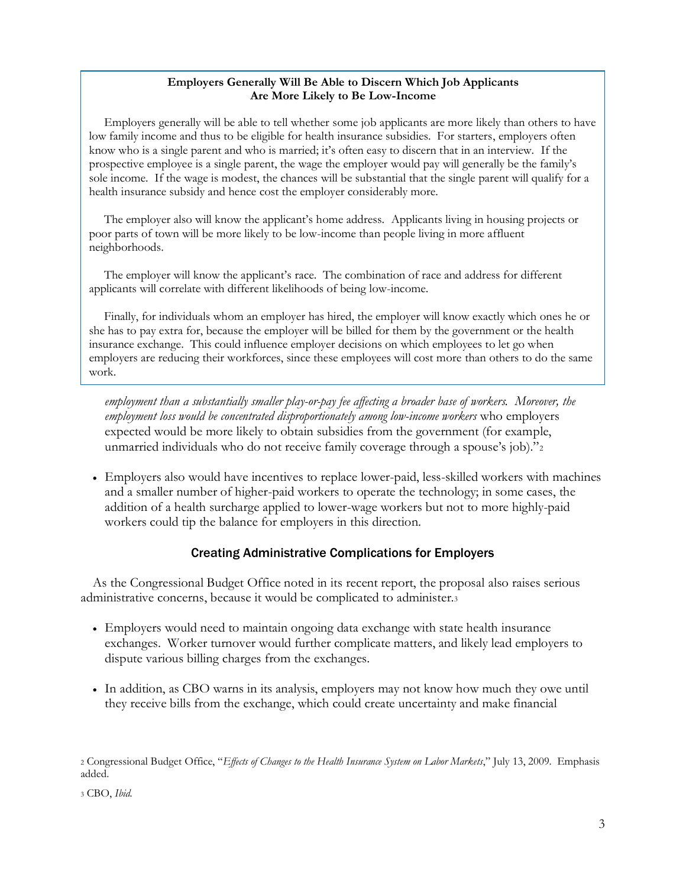**Employers Generally Will Be Able to Discern Which Job Applicants Are More Likely to Be Low-Income**

Employers generally will be able to tell whether some job applicants are more likely than others to have low family income and thus to be eligible for health insurance subsidies. For starters, employers often know who is a single parent and who is married; it's often easy to discern that in an interview. If the prospective employee is a single parent, the wage the employer would pay will generally be the family's sole income. If the wage is modest, the chances will be substantial that the single parent will qualify for a health insurance subsidy and hence cost the employer considerably more.

The employer also will know the applicant's home address. Applicants living in housing projects or poor parts of town will be more likely to be low-income than people living in more affluent neighborhoods.

The employer will know the applicant's race. The combination of race and address for different applicants will correlate with different likelihoods of being low-income.

Finally, for individuals whom an employer has hired, the employer will know exactly which ones he or she has to pay extra for, because the employer will be billed for them by the government or the health insurance exchange. This could influence employer decisions on which employees to let go when employers are reducing their workforces, since these employees will cost more than others to do the same work.

*employment than a substantially smaller play-or-pay fee affecting a broader base of workers. Moreover, the employment loss would be concentrated disproportionately among low-income workers* who employers expected would be more likely to obtain subsidies from the government (for example, unmarried individuals who do not receive family coverage through a spouse's job)."[2]

- Employers also would have incentives to replace lower-paid, less-skilled workers with machines and a smaller number of higher-paid workers to operate the technology; in some cases, the addition of a health surcharge applied to lower-wage workers but not to more highly-paid workers could tip the balance for employers in this direction.

## Creating Administrative Complications for Employers

As the Congressional Budget Office noted in its recent report, the proposal also raises serious administrative concerns, because it would be complicated to administer.[3]

- Employers would need to maintain ongoing data exchange with state health insurance exchanges. Worker turnover would further complicate matters, and likely lead employers to dispute various billing charges from the exchanges.

- In addition, as CBO warns in its analysis, employers may not know how much they owe until they receive bills from the exchange, which could create uncertainty and make financial

---

[2] Congressional Budget Office, "*Effects of Changes to the Health Insurance System on Labor Markets*," July 13, 2009. Emphasis added.

[3] CBO, *Ibid.*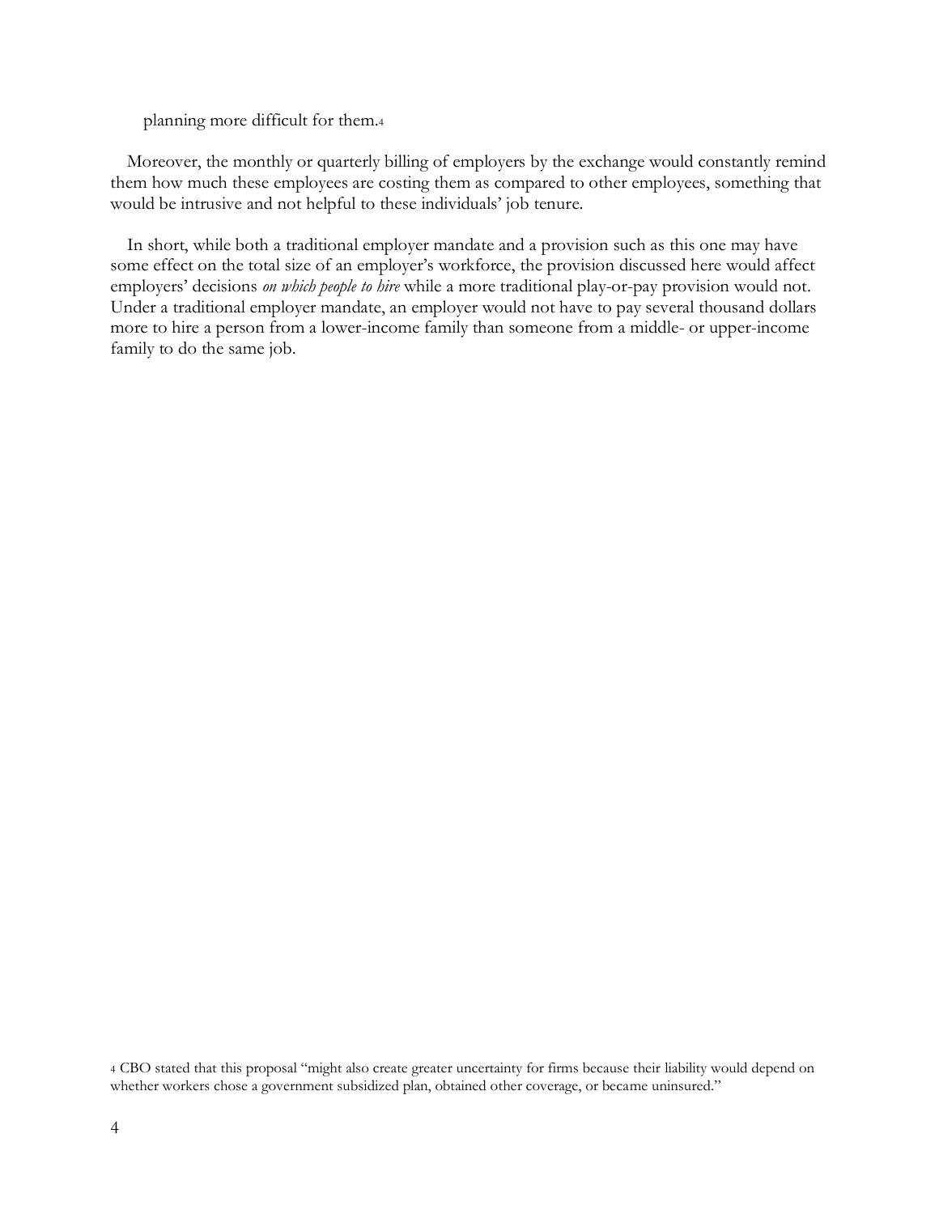planning more difficult for them.[4]

Moreover, the monthly or quarterly billing of employers by the exchange would constantly remind them how much these employees are costing them as compared to other employees, something that would be intrusive and not helpful to these individuals' job tenure.

In short, while both a traditional employer mandate and a provision such as this one may have some effect on the total size of an employer's workforce, the provision discussed here would affect employers' decisions *on which people to hire* while a more traditional play-or-pay provision would not. Under a traditional employer mandate, an employer would not have to pay several thousand dollars more to hire a person from a lower-income family than someone from a middle- or upper-income family to do the same job.

[4] CBO stated that this proposal "might also create greater uncertainty for firms because their liability would depend on whether workers chose a government subsidized plan, obtained other coverage, or became uninsured."